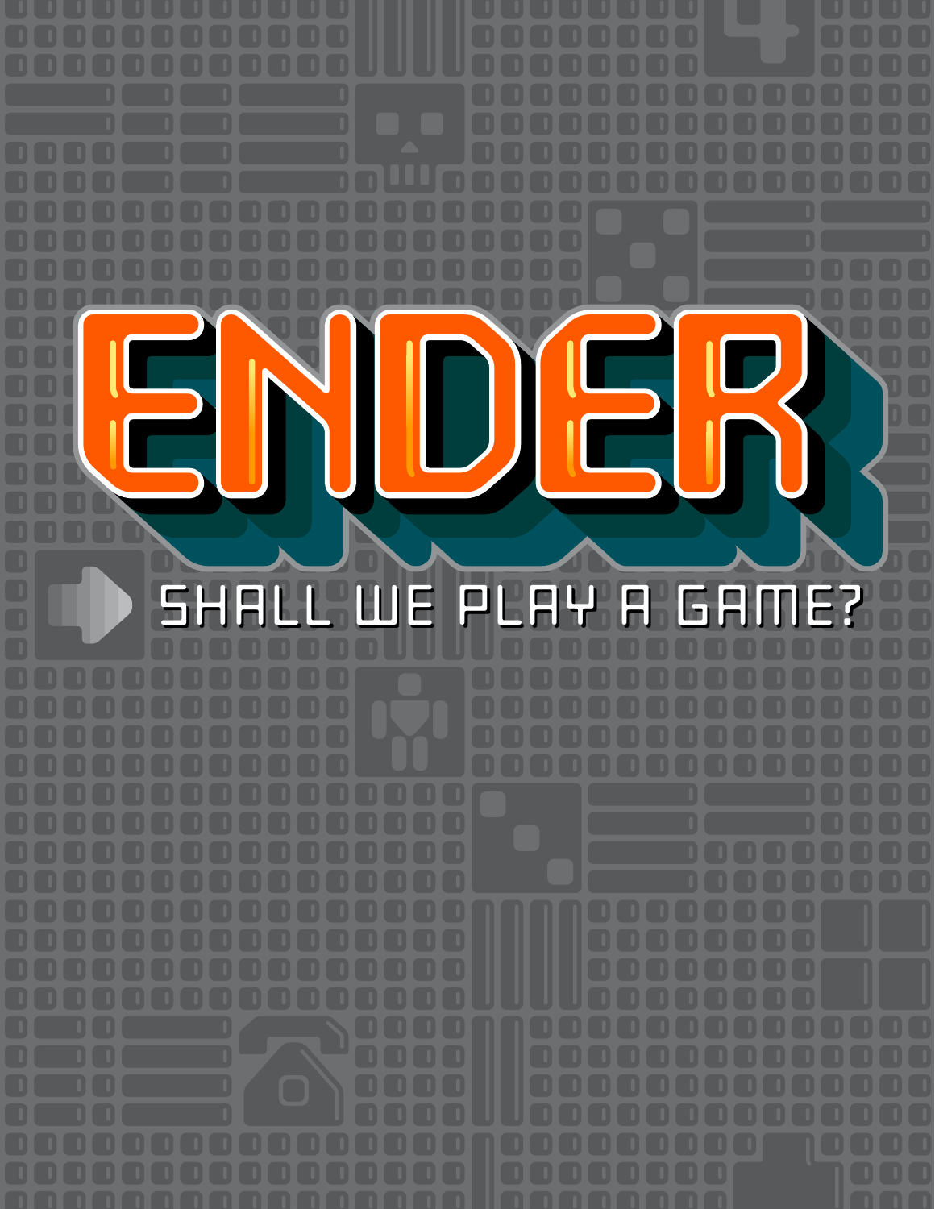# ENDER

## SHALL WE PLAY A GAME?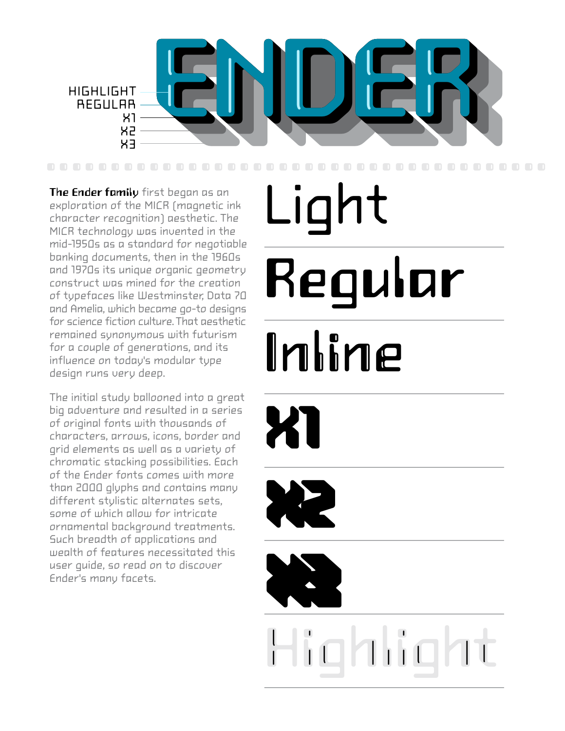# ENDER

HIGHLIGHT
REGULAR
X1
X2
X3

**The Ender family** first began as an exploration of the MICR (magnetic ink character recognition) aesthetic. The MICR technology was invented in the mid-1950s as a standard for negotiable banking documents, then in the 1960s and 1970s its unique organic geometry construct was mined for the creation of typefaces like Westminster, Data 70 and Amelia, which became go-to designs for science fiction culture. That aesthetic remained synonymous with futurism for a couple of generations, and its influence on today's modular type design runs very deep.

The initial study ballooned into a great big adventure and resulted in a series of original fonts with thousands of characters, arrows, icons, border and grid elements as well as a variety of chromatic stacking possibilities. Each of the Ender fonts comes with more than 2000 glyphs and contains many different stylistic alternates sets, some of which allow for intricate ornamental background treatments. Such breadth of applications and wealth of features necessitated this user guide, so read on to discover Ender's many facets.

Light

Regular

Inline

X1

X2

X3

Highlight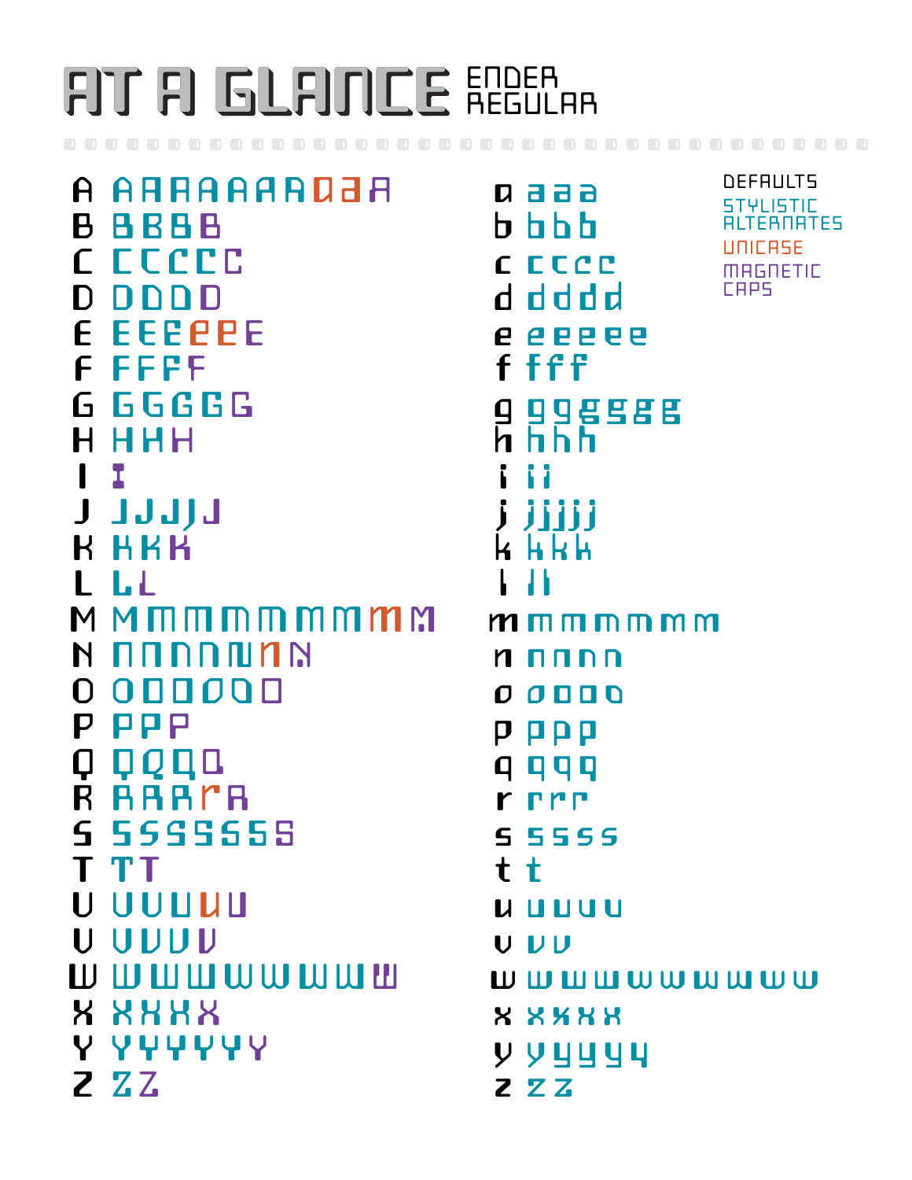# AT A GLANCE

ENDER REGULAR

DEFAULTS
STYLISTIC ALTERNATES
UNICASE
MAGNETIC CAPS

| Default | Alternates |
|---|---|
| A | A A A A A A A A A A |
| B | B B B B |
| C | C C C C C |
| D | D D D D |
| E | E E E E E E |
| F | F F F F |
| G | G G G G G |
| H | H H H |
| I | I |
| J | J J J J J |
| K | K K K |
| L | L L |
| M | M M M M M M M M M |
| N | N N N N N N N |
| O | O O O O O O |
| P | P P P |
| Q | Q Q Q Q |
| R | R R R R R |
| S | S S S S S S S |
| T | T T |
| U | U U U U U |
| V | V V V V |
| W | W W W W W W W W W |
| X | X X X X |
| Y | Y Y Y Y Y Y |
| Z | Z Z |

| Default | Alternates |
|---|---|
| a | a a a |
| b | b b b |
| c | c c c c |
| d | d d d d |
| e | e e e e e |
| f | f f f |
| g | g g g g g g |
| h | h h h |
| i | i i |
| j | j j j j j |
| k | k k k |
| l | l l |
| m | m m m m m m m |
| n | n n n n |
| o | o o o o o |
| p | p p p |
| q | q q q |
| r | r r r |
| s | s s s s |
| t | t |
| u | u u u u |
| v | v v |
| w | w w w w w w w w w |
| x | x x x x |
| y | y y y y y |
| z | z z |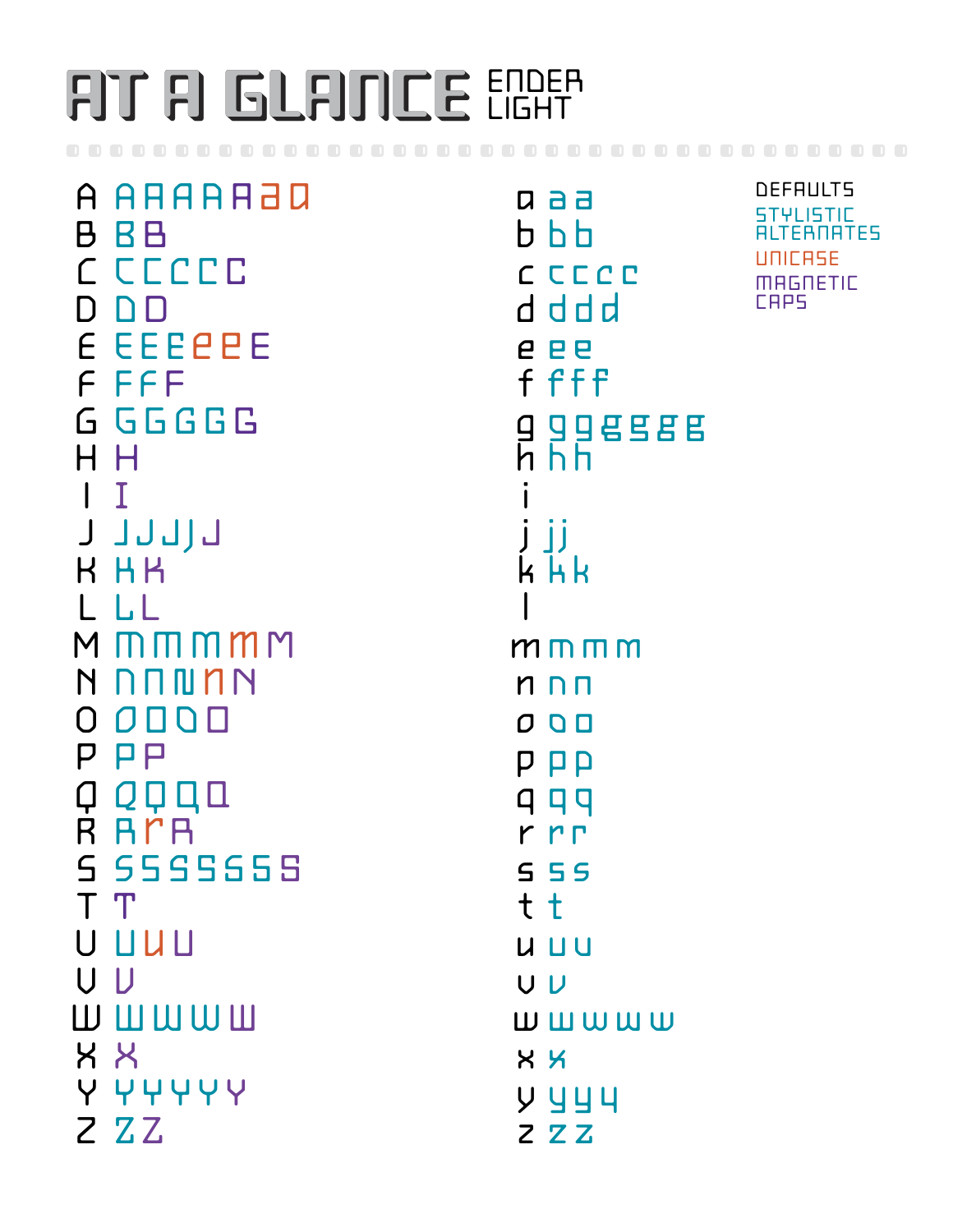# AT A GLANCE ENDER LIGHT

DEFAULTS
STYLISTIC ALTERNATES
UNICASE
MAGNETIC CAPS

| Default | Alternates |
|---|---|
| A | A A A A A a a |
| B | B B |
| C | C C C C C |
| D | D D |
| E | E E E e e E |
| F | F F F |
| G | G G G G G |
| H | H |
| I | I |
| J | J J J J J |
| K | K K |
| L | L L |
| M | M M M m M |
| N | N N N n N |
| O | O O O O |
| P | P P |
| Q | Q Q Q Q |
| R | R r R |
| S | S S S S S S S S |
| T | T |
| U | U u U |
| V | V |
| W | W W W W |
| X | X |
| Y | Y Y Y Y Y |
| Z | Z Z |

| Default | Alternates |
|---|---|
| a | a a |
| b | b b |
| c | c c c c |
| d | d d d |
| e | e e |
| f | f f f |
| g | g g g g g g |
| h | h h |
| i | |
| j | j j |
| k | k k |
| l | |
| m | m m m |
| n | n n |
| o | o o |
| p | p p |
| q | q q |
| r | r r |
| s | s s |
| t | t |
| u | u u |
| v | v |
| w | w w w w |
| x | x |
| y | y y y |
| z | z z |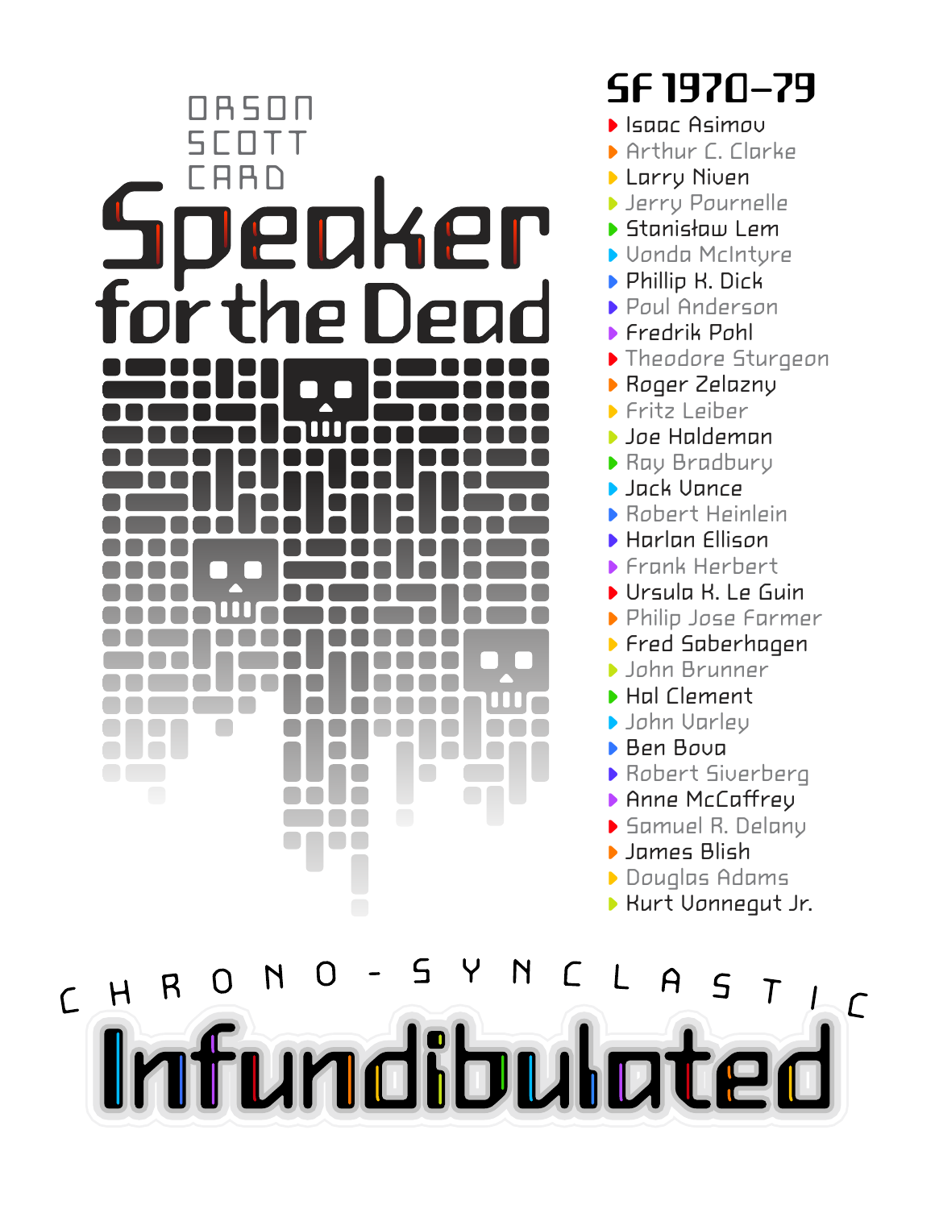ORSON SCOTT CARD

# Speaker for the Dead

## SF 1970–79

- Isaac Asimov
- Arthur C. Clarke
- Larry Niven
- Jerry Pournelle
- Stanisław Lem
- Vonda McIntyre
- Phillip K. Dick
- Poul Anderson
- Fredrik Pohl
- Theodore Sturgeon
- Roger Zelazny
- Fritz Leiber
- Joe Haldeman
- Ray Bradbury
- Jack Vance
- Robert Heinlein
- Harlan Ellison
- Frank Herbert
- Ursula K. Le Guin
- Philip Jose Farmer
- Fred Saberhagen
- John Brunner
- Hal Clement
- John Varley
- Ben Bova
- Robert Siverberg
- Anne McCaffrey
- Samuel R. Delany
- James Blish
- Douglas Adams
- Kurt Vonnegut Jr.

CHRONO-SYNCLASTIC

# Infundibulated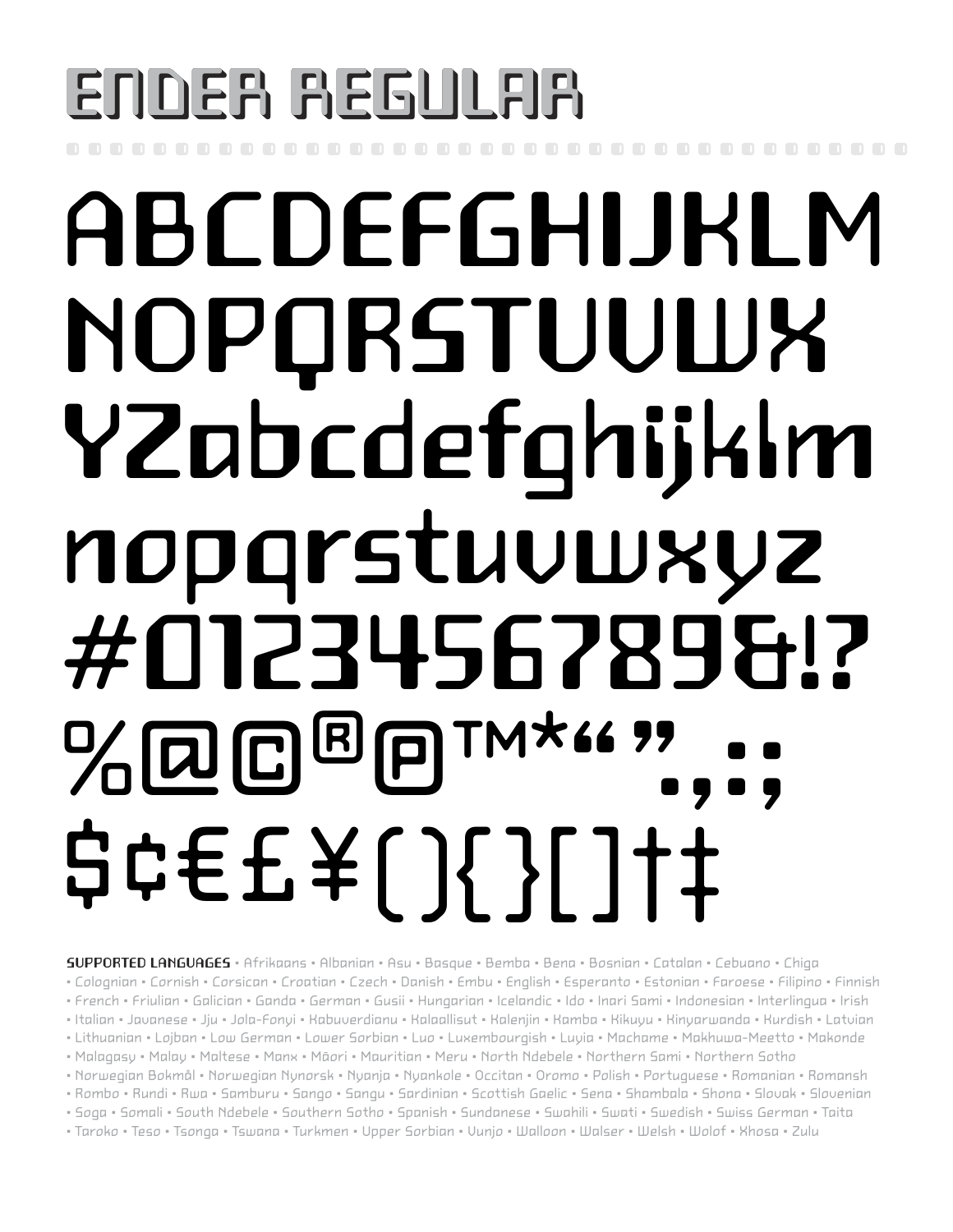# ENDER REGULAR

ABCDEFGHIJKLM
NOPQRSTUVWX
YZabcdefghijklm
nopqrstuvwxyz
#0123456789&!?
%@©®℗™*“”.,:;
$¢€£¥(){}[]†‡

**SUPPORTED LANGUAGES** • Afrikaans • Albanian • Asu • Basque • Bemba • Bena • Bosnian • Catalan • Cebuano • Chiga • Colognian • Cornish • Corsican • Croatian • Czech • Danish • Embu • English • Esperanto • Estonian • Faroese • Filipino • Finnish • French • Friulian • Galician • Ganda • German • Gusii • Hungarian • Icelandic • Ido • Inari Sami • Indonesian • Interlingua • Irish • Italian • Javanese • Jju • Jola-Fonyi • Kabuverdianu • Kalaallisut • Kalenjin • Kamba • Kikuyu • Kinyarwanda • Kurdish • Latvian • Lithuanian • Lojban • Low German • Lower Sorbian • Luo • Luxembourgish • Luyia • Machame • Makhuwa-Meetto • Makonde • Malagasy • Malay • Maltese • Manx • Māori • Mauritian • Meru • North Ndebele • Northern Sami • Northern Sotho • Norwegian Bokmål • Norwegian Nynorsk • Nyanja • Nyankole • Occitan • Oromo • Polish • Portuguese • Romanian • Romansh • Rombo • Rundi • Rwa • Samburu • Sango • Sangu • Sardinian • Scottish Gaelic • Sena • Shambala • Shona • Slovak • Slovenian • Soga • Somali • South Ndebele • Southern Sotho • Spanish • Sundanese • Swahili • Swati • Swedish • Swiss German • Taita • Taroko • Teso • Tsonga • Tswana • Turkmen • Upper Sorbian • Vunjo • Walloon • Walser • Welsh • Wolof • Xhosa • Zulu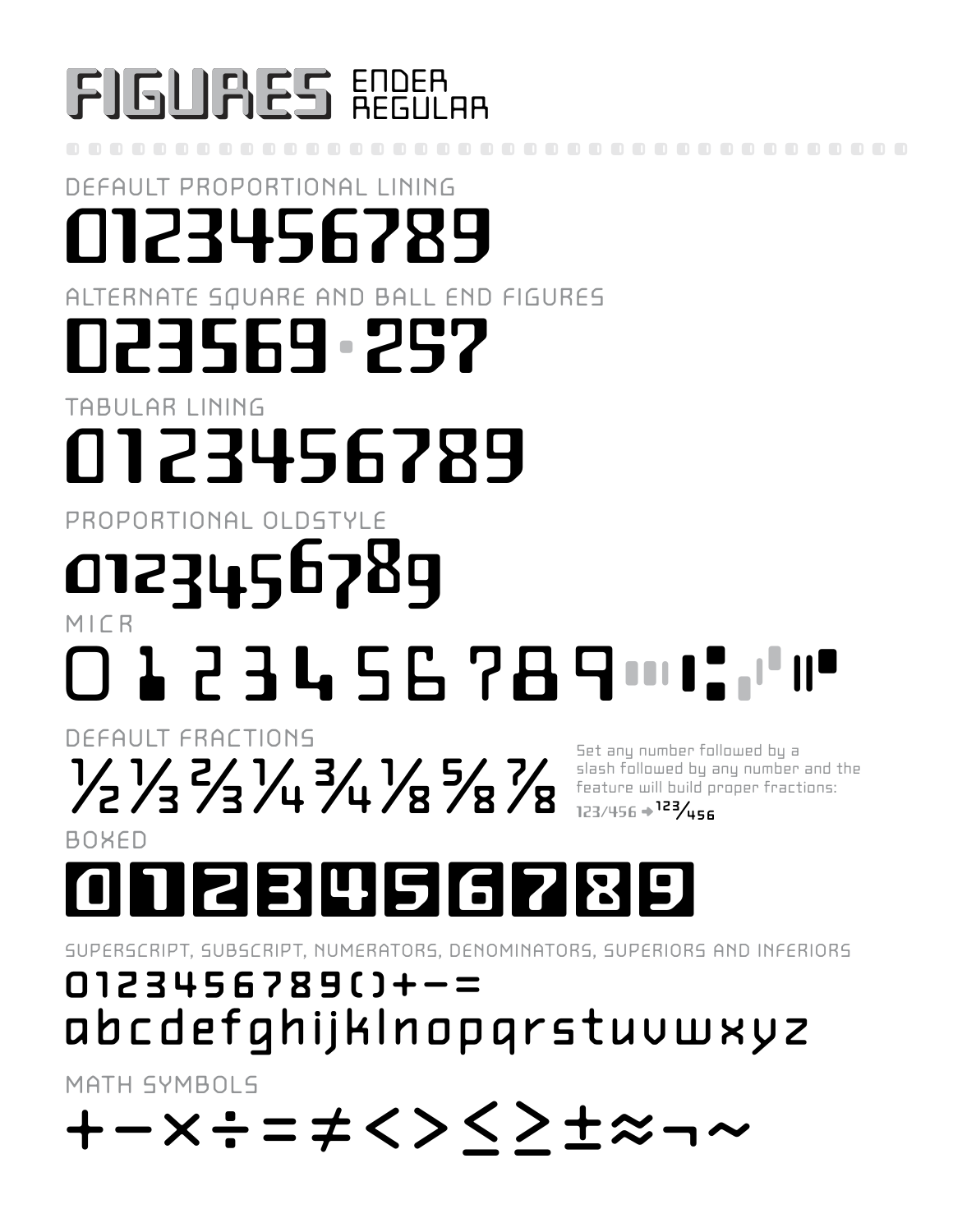# FIGURES ENDER REGULAR

DEFAULT PROPORTIONAL LINING

0123456789

ALTERNATE SQUARE AND BALL END FIGURES

023569 · 257

TABULAR LINING

0123456789

PROPORTIONAL OLDSTYLE

0123456789

MICR

0 1 2 3 4 5 6 7 8 9

DEFAULT FRACTIONS

½ ⅓ ⅔ ¼ ¾ ⅛ ⅝ ⅞

Set any number followed by a slash followed by any number and the feature will build proper fractions: 123/456 → 123⁄456

BOXED

0 1 2 3 4 5 6 7 8 9

SUPERSCRIPT, SUBSCRIPT, NUMERATORS, DENOMINATORS, SUPERIORS AND INFERIORS

0123456789()+−=

abcdefghijklnopqrstuvwxyz

MATH SYMBOLS

+ − × ÷ = ≠ < > ≤ ≥ ± ≈ ¬ ~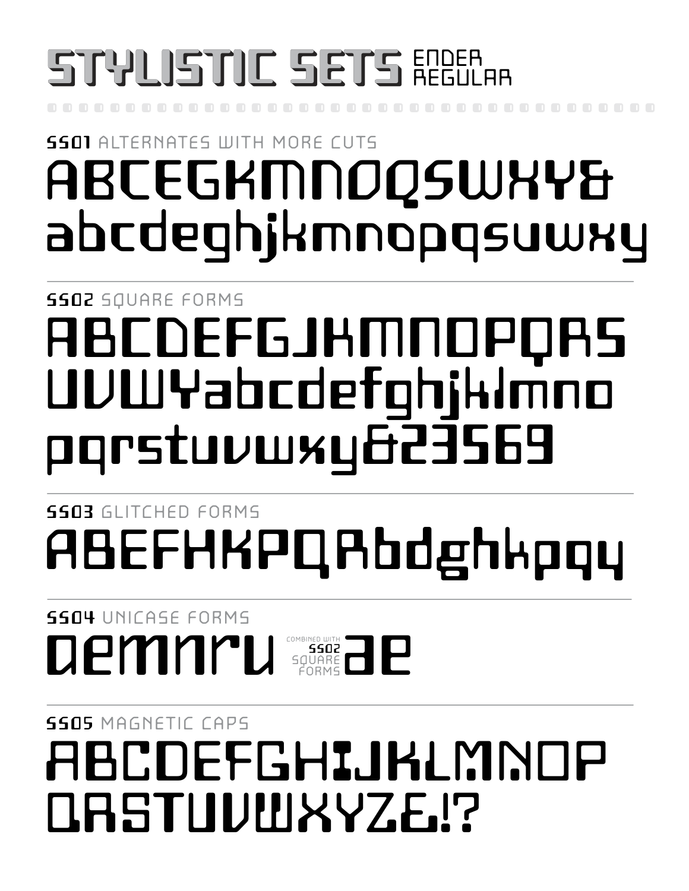# STYLISTIC SETS ENDER REGULAR

## SS01 ALTERNATES WITH MORE CUTS

ABCEGKMNOQSWXY&
abcdeghjkmnopqsuwxy

## SS02 SQUARE FORMS

ABCDEFGJKMNOPQRS
UVWYabcdefghjklmno
pqrstuvwxy&23569

## SS03 GLITCHED FORMS

ABEFHKPQRbdghkpqy

## SS04 UNICASE FORMS

aemnru COMBINED WITH SS02 SQUARE FORMS ae

## SS05 MAGNETIC CAPS

ABCDEFGHIJKLMNOP
QRSTUVWXYZ&!?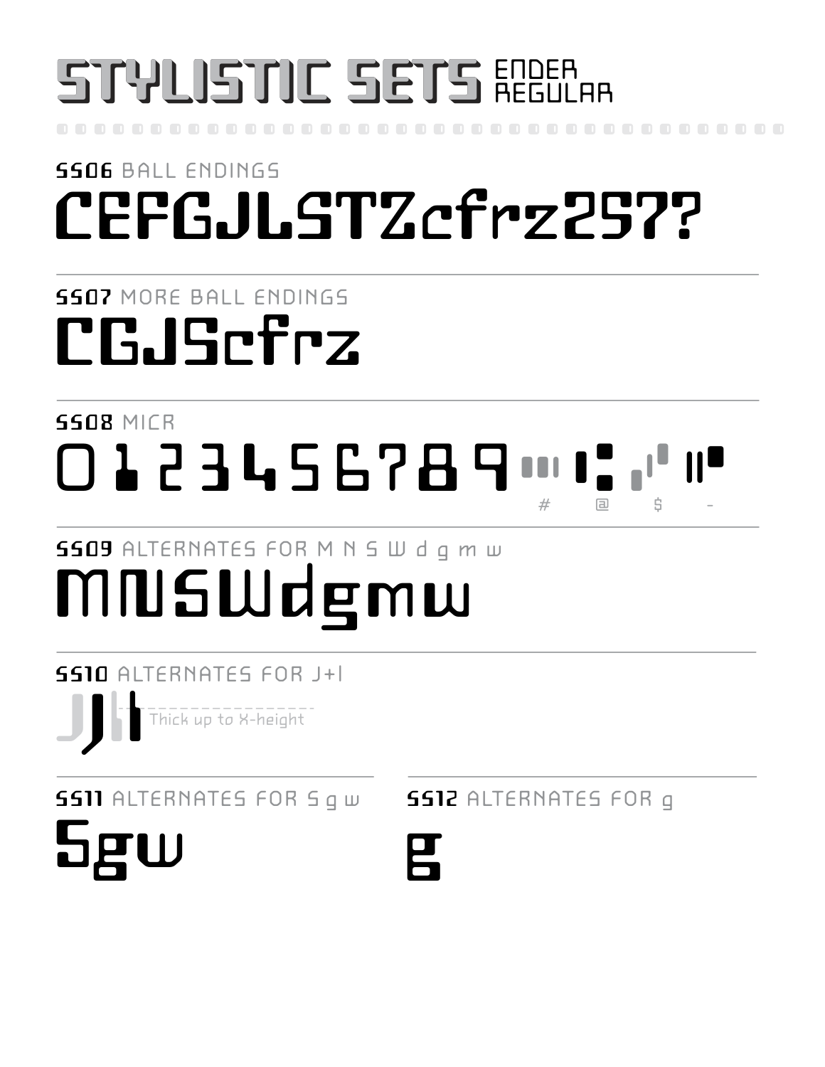# STYLISTIC SETS ENDER REGULAR

## SS06 BALL ENDINGS

CEFGJLSTZcfrz257?

## SS07 MORE BALL ENDINGS

CGJScfrz

## SS08 MICR

0 1 2 3 4 5 6 7 8 9

# @ $ -

## SS09 ALTERNATES FOR M N S W d g m w

MNSWdgmw

## SS10 ALTERNATES FOR J+l

Jjl

Thick up to X-height

## SS11 ALTERNATES FOR S g w

Sgw

## SS12 ALTERNATES FOR g

g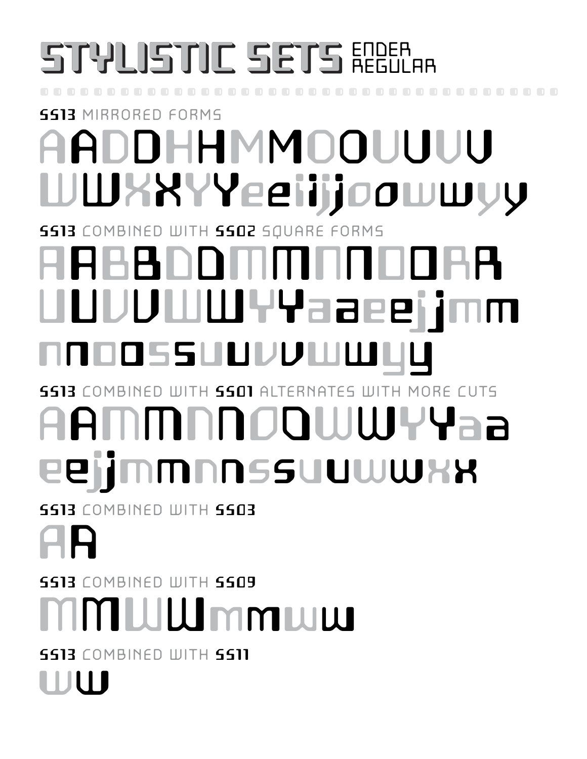# STYLISTIC SETS ENDER REGULAR

**SS13** MIRRORED FORMS

AADDHHMMOOUUVV
WWXXYYeeiijjoowwyy

**SS13** COMBINED WITH **SS02** SQUARE FORMS

AABBDDMMNNOORR
UUVVWWYYaaeejjmm
nnoossuuvvwwyy

**SS13** COMBINED WITH **SS01** ALTERNATES WITH MORE CUTS

AAMMNNOOWWYYaa
eejjmmnnssuuwwxx

**SS13** COMBINED WITH **SS03**

AA

**SS13** COMBINED WITH **SS09**

MMWWmmww

**SS13** COMBINED WITH **SS11**

WW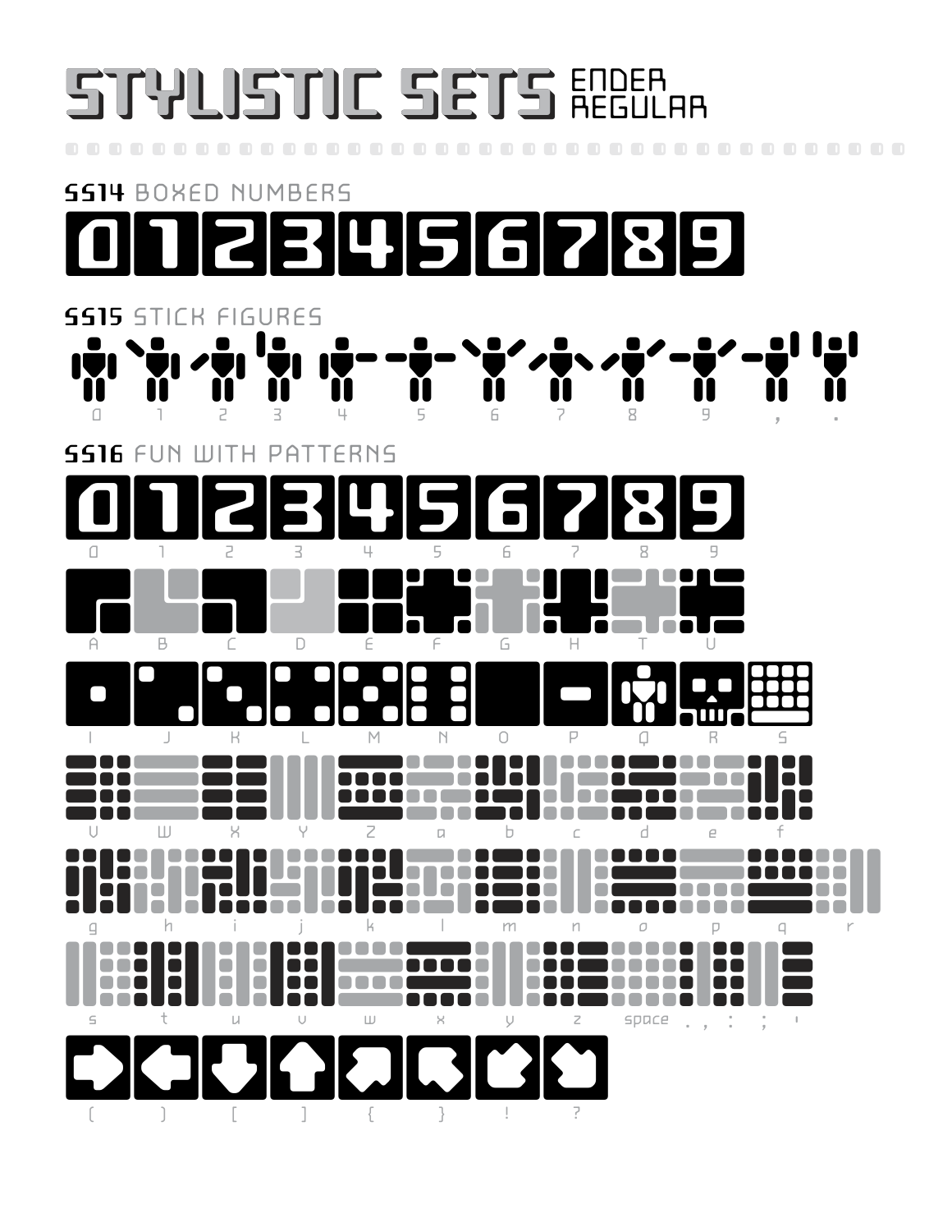# STYLISTIC SETS ENDER REGULAR

## SS14 BOXED NUMBERS

0 1 2 3 4 5 6 7 8 9

## SS15 STICK FIGURES

0 1 2 3 4 5 6 7 8 9 , .

## SS16 FUN WITH PATTERNS

0 1 2 3 4 5 6 7 8 9

A B C D E F G H T U

I J K L M N O P Q R S

V W X Y Z a b c d e f

g h i j k l m n o p q r

s t u v w x y z space . , : ; '

( ) [ ] { } ! ?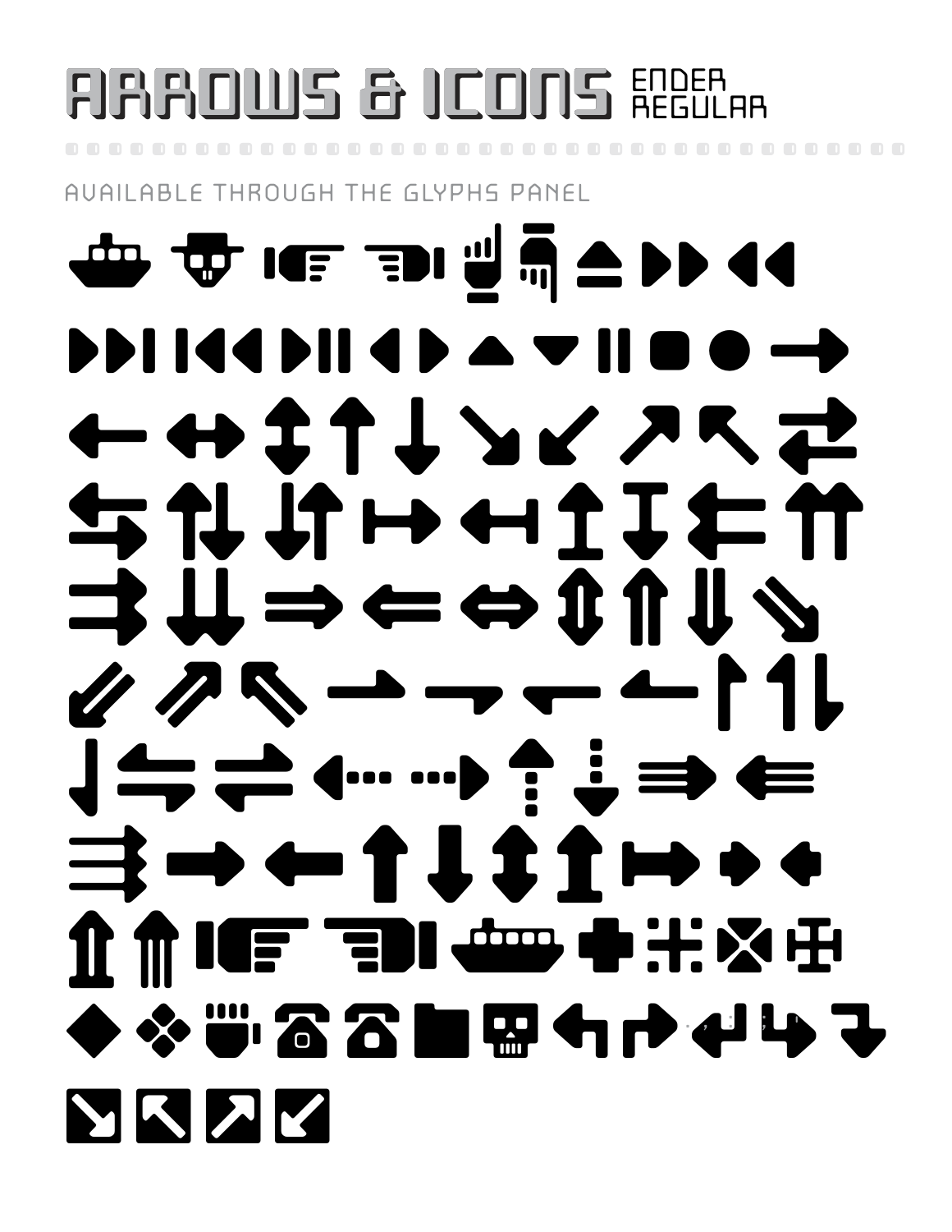# ARROWS & ICONS ENDER REGULAR

AVAILABLE THROUGH THE GLYPHS PANEL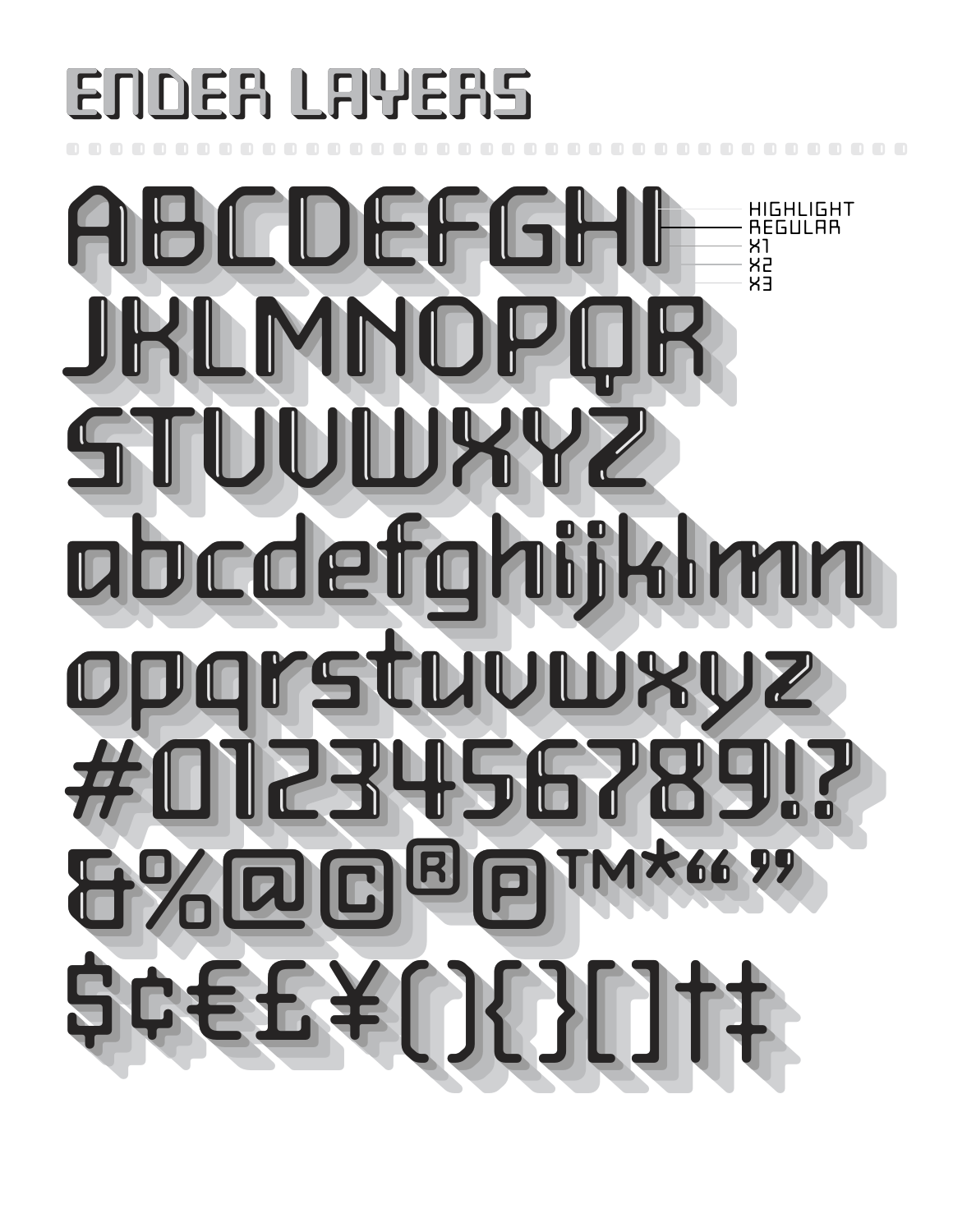# ENDER LAYERS

ABCDEFGHI
JKLMNOPQR
STUVWXYZ
abcdefghijklmn
opqrstuvwxyz
#0123456789!?
&%@©®℗™*“ ”
$¢€£¥(){}[]†‡

HIGHLIGHT
REGULAR
X1
X2
X3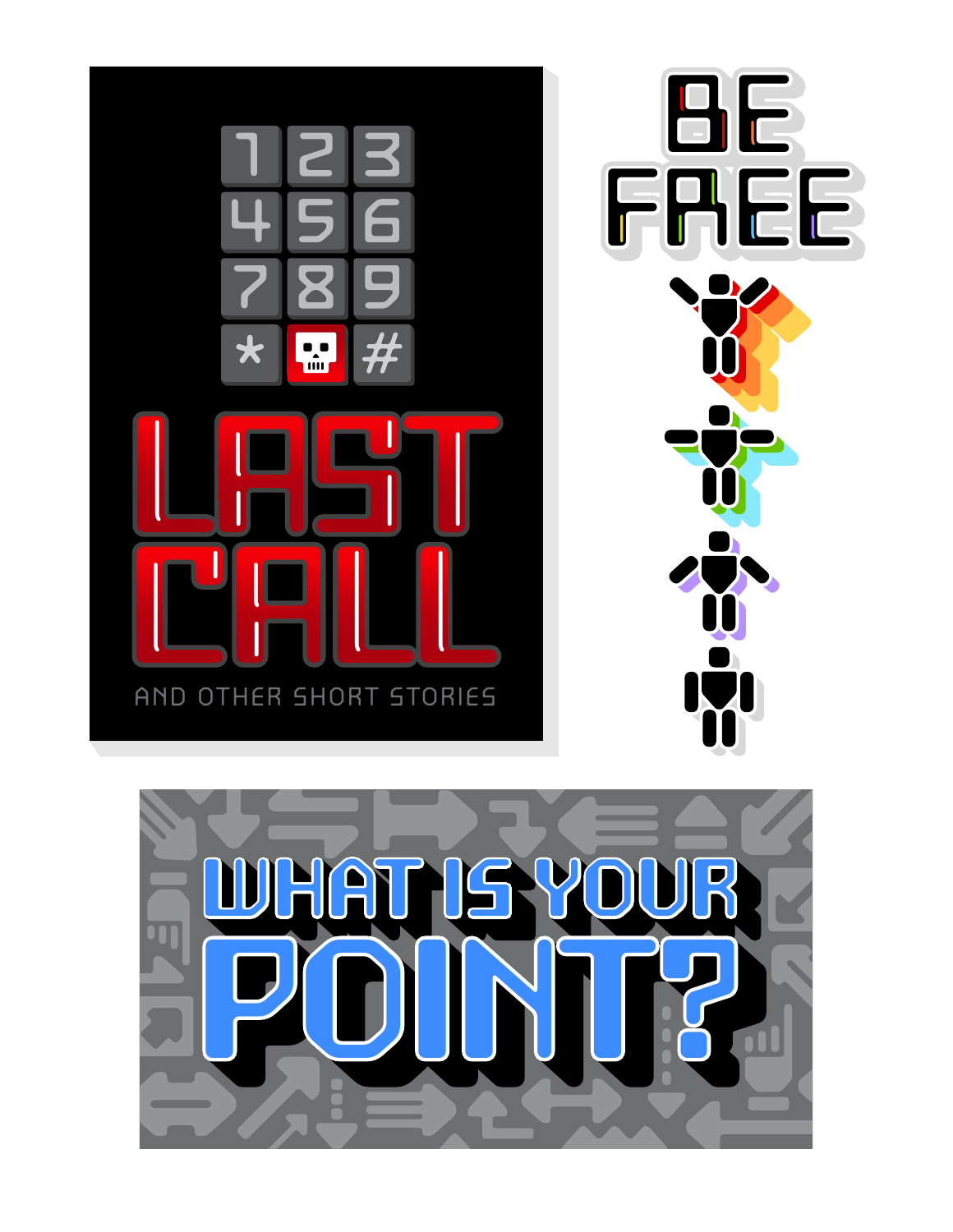1 2 3
4 5 6
7 8 9
* #

LAST CALL

AND OTHER SHORT STORIES

BE FREE

WHAT IS YOUR POINT?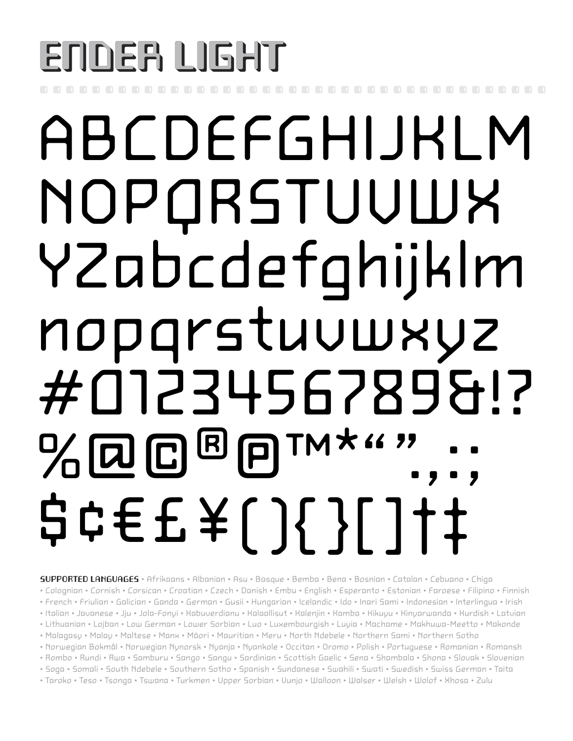# ENDER LIGHT

ABCDEFGHIJKLM
NOPQRSTUVWX
YZabcdefghijklm
nopqrstuvwxyz
#0123456789&!?
%@©®℗™*“”.,:;
$¢€£¥(){}[]†‡

**SUPPORTED LANGUAGES** • Afrikaans • Albanian • Asu • Basque • Bemba • Bena • Bosnian • Catalan • Cebuano • Chiga • Colognian • Cornish • Corsican • Croatian • Czech • Danish • Embu • English • Esperanto • Estonian • Faroese • Filipino • Finnish • French • Friulian • Galician • Ganda • German • Gusii • Hungarian • Icelandic • Ido • Inari Sami • Indonesian • Interlingua • Irish • Italian • Javanese • Jju • Jola-Fonyi • Kabuverdianu • Kalaallisut • Kalenjin • Kamba • Kikuyu • Kinyarwanda • Kurdish • Latvian • Lithuanian • Lojban • Low German • Lower Sorbian • Luo • Luxembourgish • Luyia • Machame • Makhuwa-Meetto • Makonde • Malagasy • Malay • Maltese • Manx • Māori • Mauritian • Meru • North Ndebele • Northern Sami • Northern Sotho • Norwegian Bokmål • Norwegian Nynorsk • Nyanja • Nyankole • Occitan • Oromo • Polish • Portuguese • Romanian • Romansh • Rombo • Rundi • Rwa • Samburu • Sango • Sangu • Sardinian • Scottish Gaelic • Sena • Shambala • Shona • Slovak • Slovenian • Soga • Somali • South Ndebele • Southern Sotho • Spanish • Sundanese • Swahili • Swati • Swedish • Swiss German • Taita • Taroko • Teso • Tsonga • Tswana • Turkmen • Upper Sorbian • Vunjo • Walloon • Walser • Welsh • Wolof • Xhosa • Zulu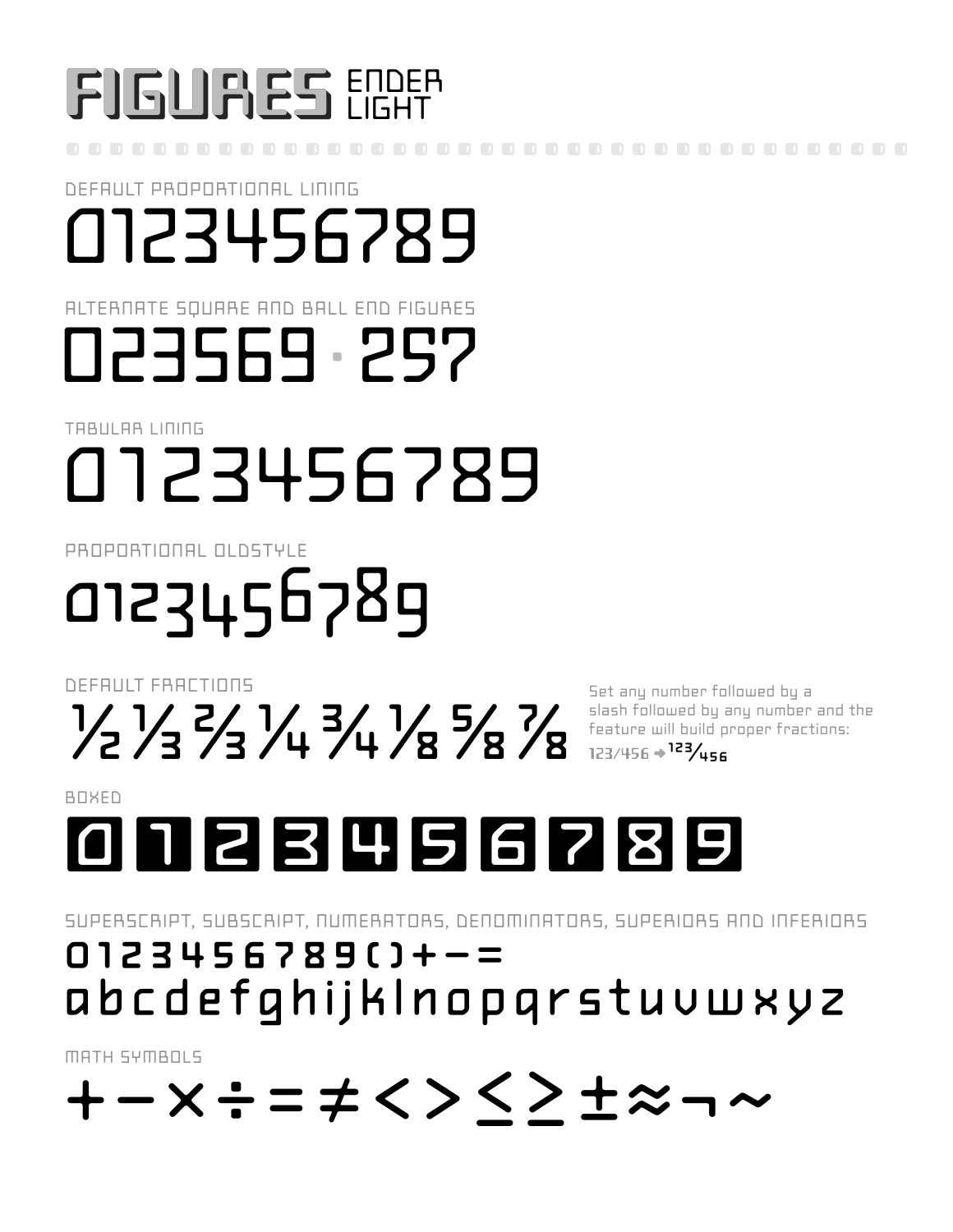# FIGURES ENDER LIGHT

DEFAULT PROPORTIONAL LINING

0123456789

ALTERNATE SQUARE AND BALL END FIGURES

023569 · 257

TABULAR LINING

0123456789

PROPORTIONAL OLDSTYLE

0123456789

DEFAULT FRACTIONS

½ ⅓ ⅔ ¼ ¾ ⅛ ⅝ ⅞

Set any number followed by a slash followed by any number and the feature will build proper fractions: 123/456 → 123⁄456

BOXED

0 1 2 3 4 5 6 7 8 9

SUPERSCRIPT, SUBSCRIPT, NUMERATORS, DENOMINATORS, SUPERIORS AND INFERIORS

0123456789()+−=

abcdefghijklnopqrstuvwxyz

MATH SYMBOLS

+ − × ÷ = ≠ < > ≤ ≥ ± ≈ ¬ ~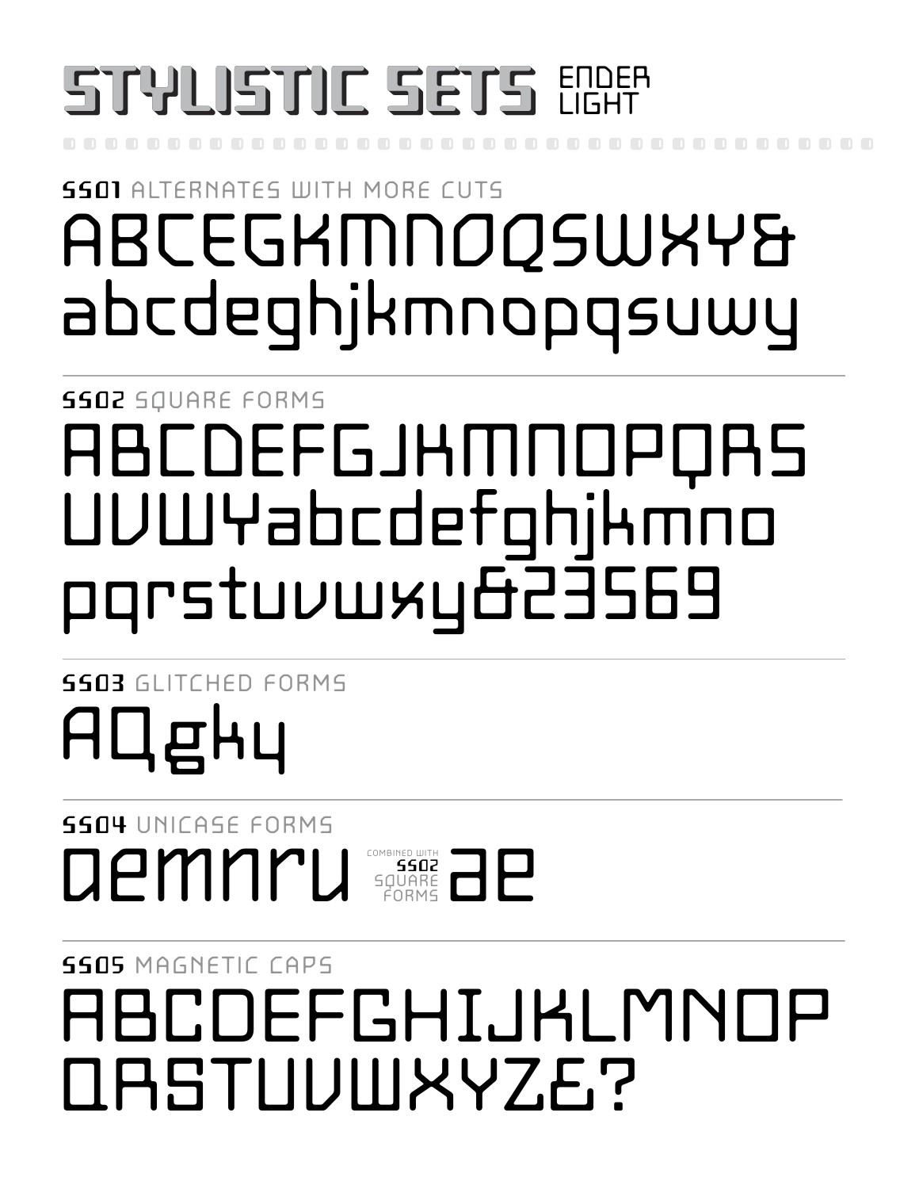# STYLISTIC SETS ENDER LIGHT

**SS01** ALTERNATES WITH MORE CUTS

ABCEGKMNOQSWXY&
abcdeghjkmnopqsuwy

**SS02** SQUARE FORMS

ABCDEFGJKMNOPQRS
UVWYabcdefghjkmno
pqrstuvwxy&23569

**SS03** GLITCHED FORMS

AQgky

**SS04** UNICASE FORMS

aemnru COMBINED WITH **SS02** SQUARE FORMS ae

**SS05** MAGNETIC CAPS

ABCDEFGHIJKLMNOP
QRSTUVWXYZ&?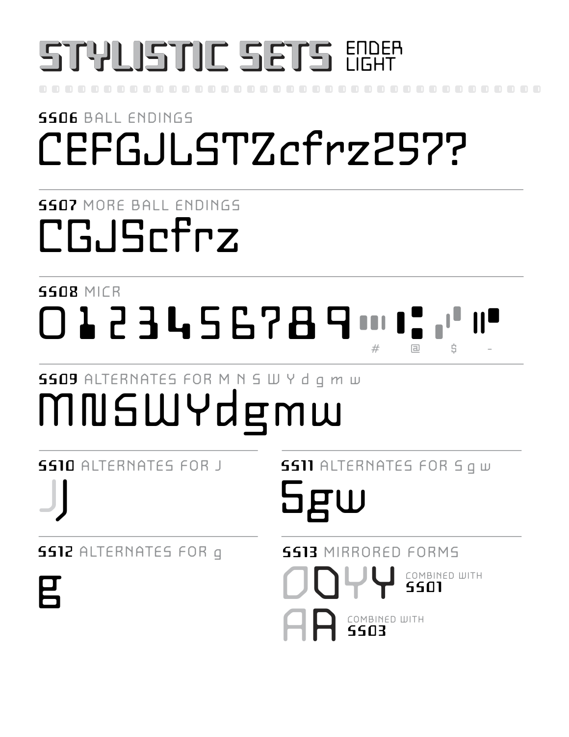# STYLISTIC SETS ENDER LIGHT

## SS06 BALL ENDINGS

CEFGJLSTZcfrz257?

## SS07 MORE BALL ENDINGS

CGJScfrz

## SS08 MICR

0123456789

# @ $ -

## SS09 ALTERNATES FOR M N S W Y d g m w

MNSWYdgmw

## SS10 ALTERNATES FOR J

JJ

## SS11 ALTERNATES FOR S g w

Sgw

## SS12 ALTERNATES FOR g

g

## SS13 MIRRORED FORMS

ODYY COMBINED WITH SS01

AA COMBINED WITH SS03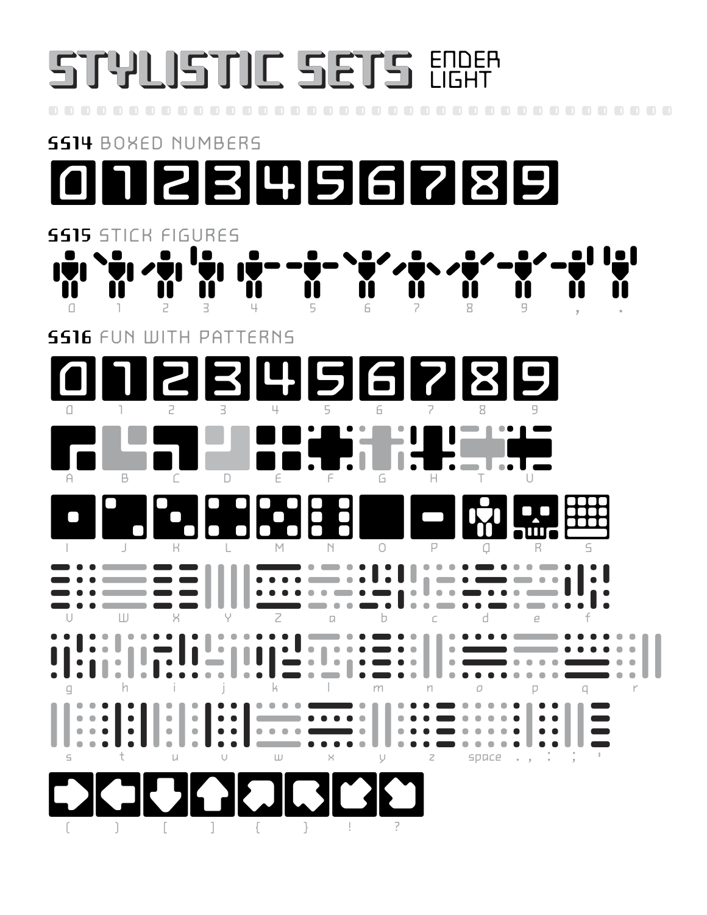# STYLISTIC SETS ENDER LIGHT

## SS14 BOXED NUMBERS

0 1 2 3 4 5 6 7 8 9

## SS15 STICK FIGURES

0 1 2 3 4 5 6 7 8 9 , .

## SS16 FUN WITH PATTERNS

0 1 2 3 4 5 6 7 8 9

A B C D E F G H T U

I J K L M N O P Q R S

V W X Y Z a b c d e f

g h i j k l m n o p q r

s t u v w x y z space . , : ; '

( ) [ ] { } ! ?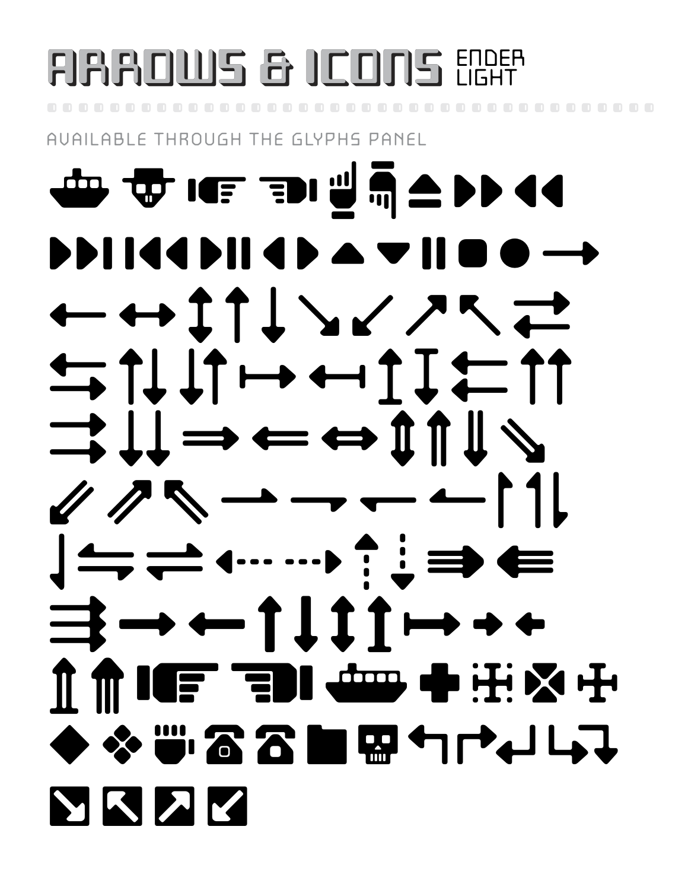# ARROWS & ICONS ENDER LIGHT

AVAILABLE THROUGH THE GLYPHS PANEL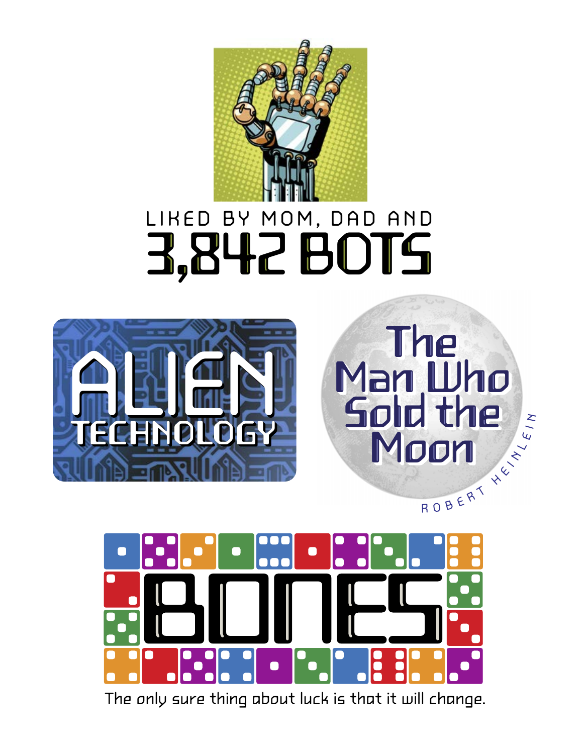LIKED BY MOM, DAD AND

3,842 BOTS

ALIEN

TECHNOLOGY

The Man Who Sold the Moon

ROBERT HEINLEIN

BONES

The only sure thing about luck is that it will change.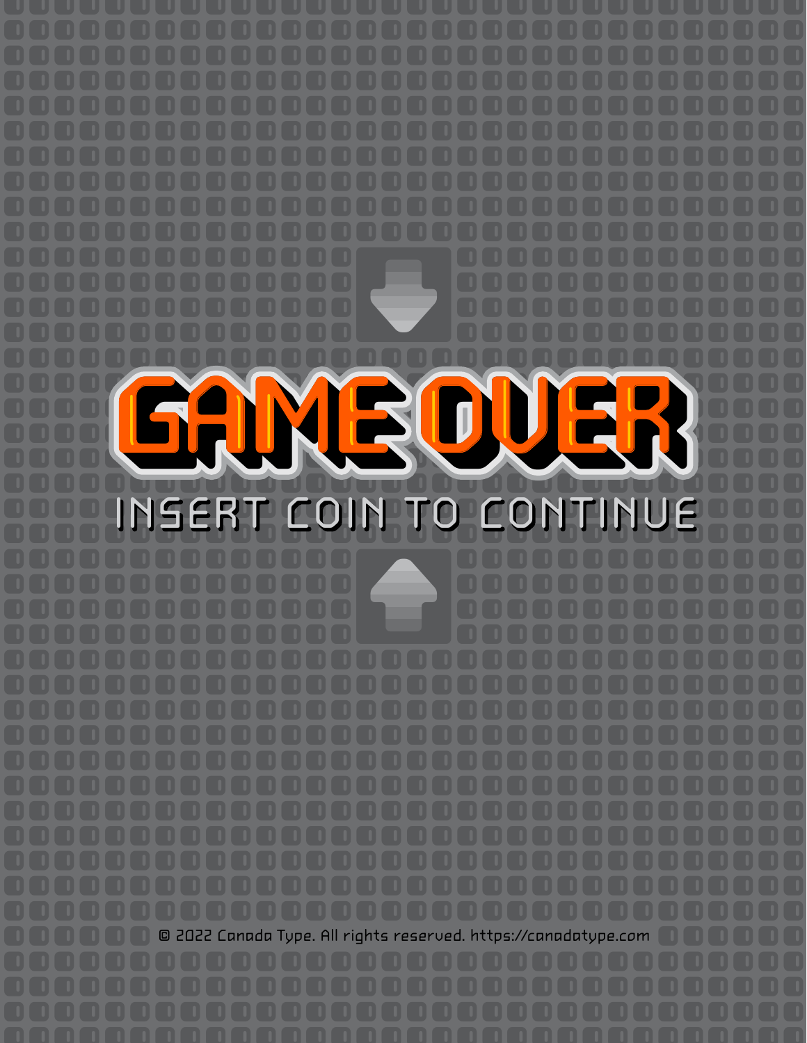# GAME OVER

INSERT COIN TO CONTINUE

© 2022 Canada Type. All rights reserved. https://canadatype.com